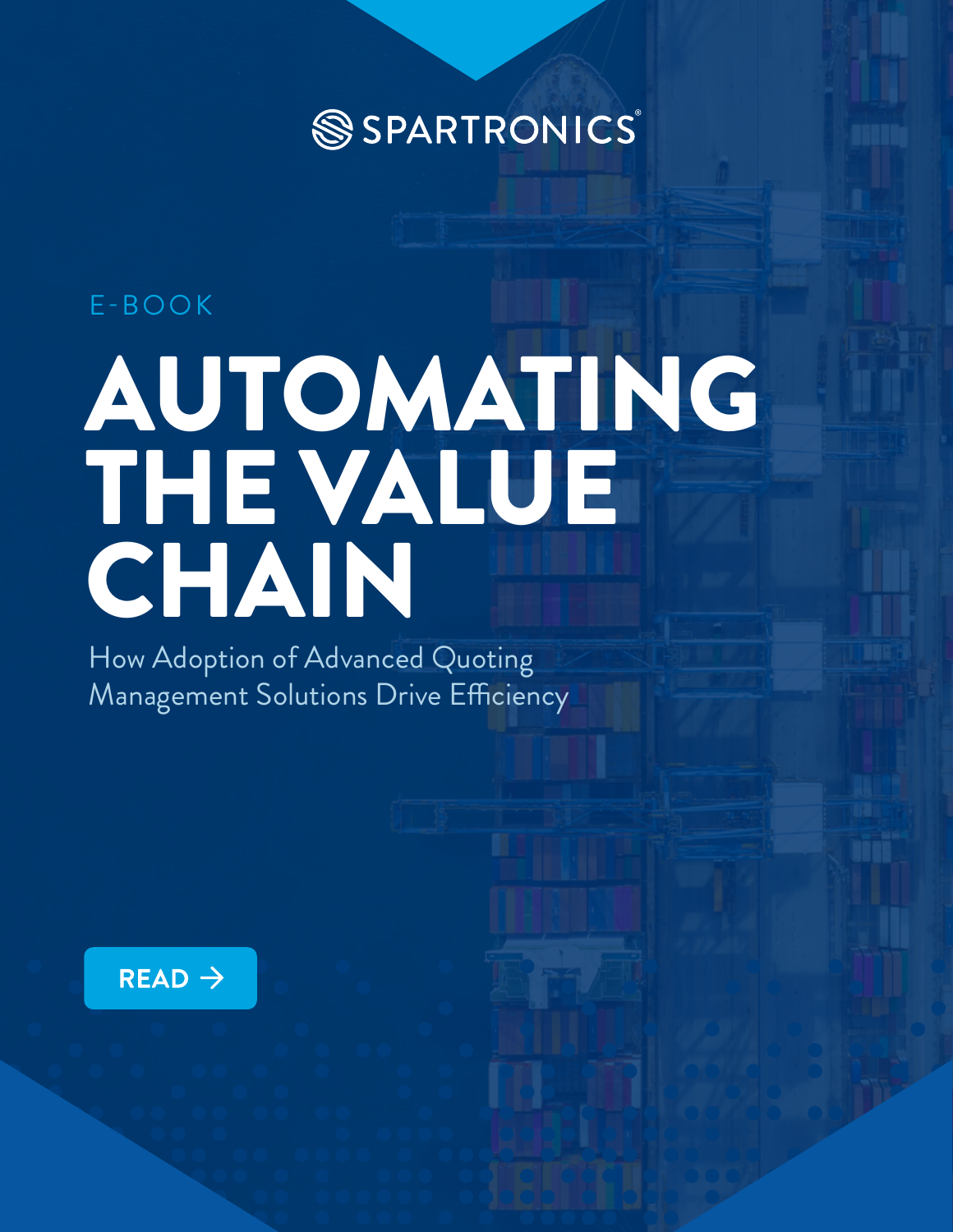SPARTRONICS®

E-BOOK

# AUTOMATING THE VALUE CHAIN

## How Adoption of Advanced Quoting Management Solutions Drive Efficiency

READ →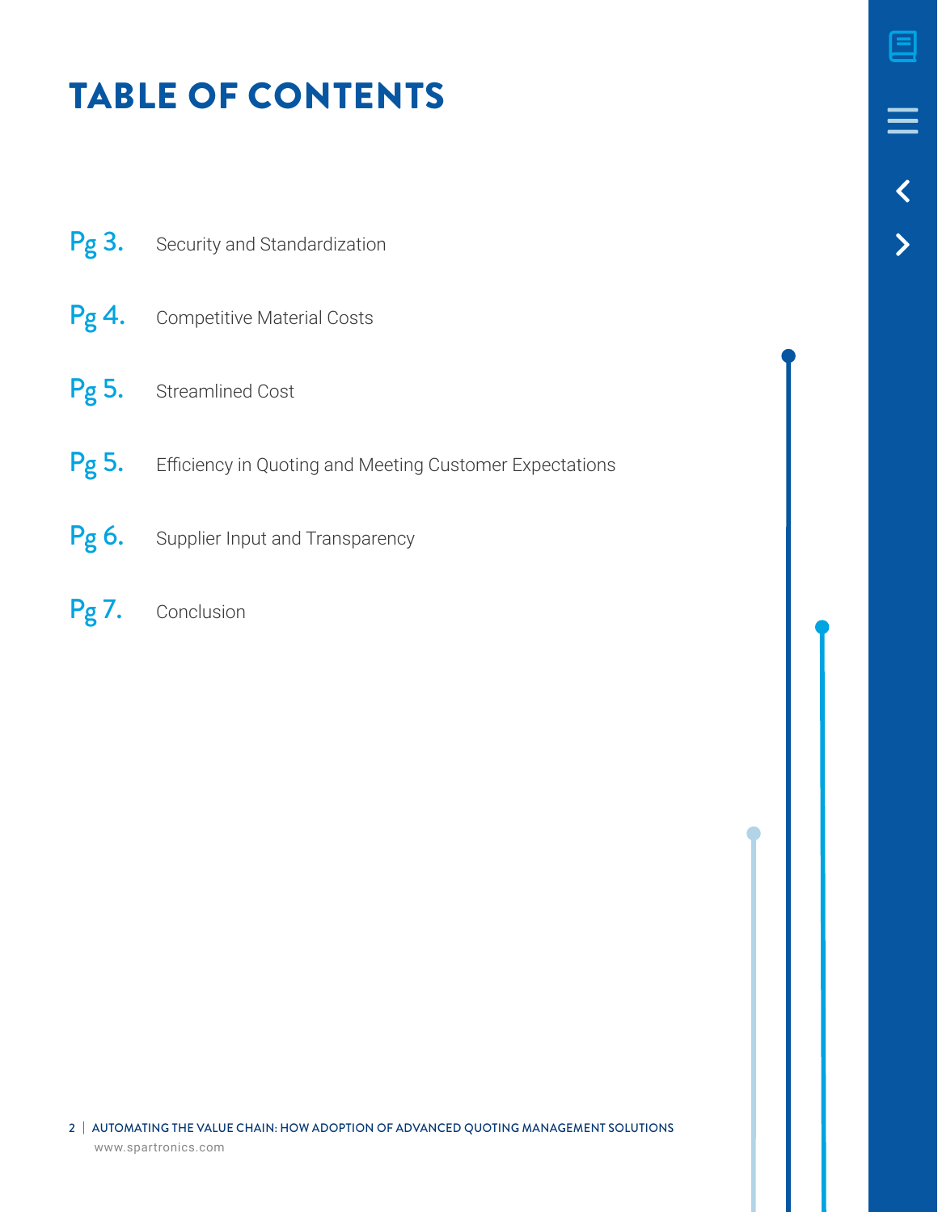# TABLE OF CONTENTS

Pg 3. Security and Standardization

Pg 4. Competitive Material Costs

Pg 5. Streamlined Cost

Pg 5. Efficiency in Quoting and Meeting Customer Expectations

Pg 6. Supplier Input and Transparency

Pg 7. Conclusion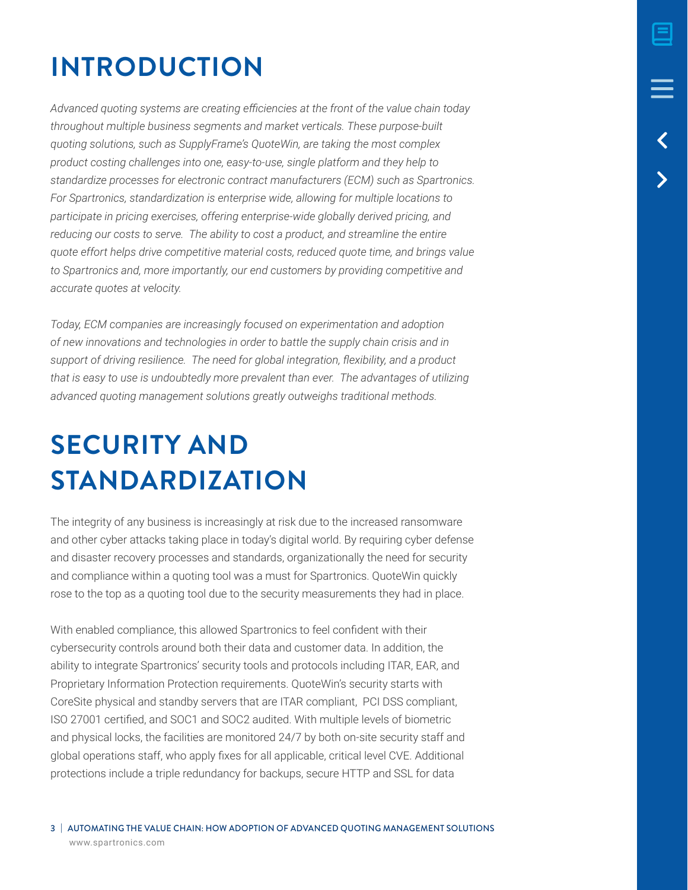# INTRODUCTION

*Advanced quoting systems are creating efficiencies at the front of the value chain today throughout multiple business segments and market verticals. These purpose-built quoting solutions, such as SupplyFrame's QuoteWin, are taking the most complex product costing challenges into one, easy-to-use, single platform and they help to standardize processes for electronic contract manufacturers (ECM) such as Spartronics. For Spartronics, standardization is enterprise wide, allowing for multiple locations to participate in pricing exercises, offering enterprise-wide globally derived pricing, and reducing our costs to serve. The ability to cost a product, and streamline the entire quote effort helps drive competitive material costs, reduced quote time, and brings value to Spartronics and, more importantly, our end customers by providing competitive and accurate quotes at velocity.*

*Today, ECM companies are increasingly focused on experimentation and adoption of new innovations and technologies in order to battle the supply chain crisis and in support of driving resilience. The need for global integration, flexibility, and a product that is easy to use is undoubtedly more prevalent than ever. The advantages of utilizing advanced quoting management solutions greatly outweighs traditional methods.*

# SECURITY AND STANDARDIZATION

The integrity of any business is increasingly at risk due to the increased ransomware and other cyber attacks taking place in today's digital world. By requiring cyber defense and disaster recovery processes and standards, organizationally the need for security and compliance within a quoting tool was a must for Spartronics. QuoteWin quickly rose to the top as a quoting tool due to the security measurements they had in place.

With enabled compliance, this allowed Spartronics to feel confident with their cybersecurity controls around both their data and customer data. In addition, the ability to integrate Spartronics' security tools and protocols including ITAR, EAR, and Proprietary Information Protection requirements. QuoteWin's security starts with CoreSite physical and standby servers that are ITAR compliant, PCI DSS compliant, ISO 27001 certified, and SOC1 and SOC2 audited. With multiple levels of biometric and physical locks, the facilities are monitored 24/7 by both on-site security staff and global operations staff, who apply fixes for all applicable, critical level CVE. Additional protections include a triple redundancy for backups, secure HTTP and SSL for data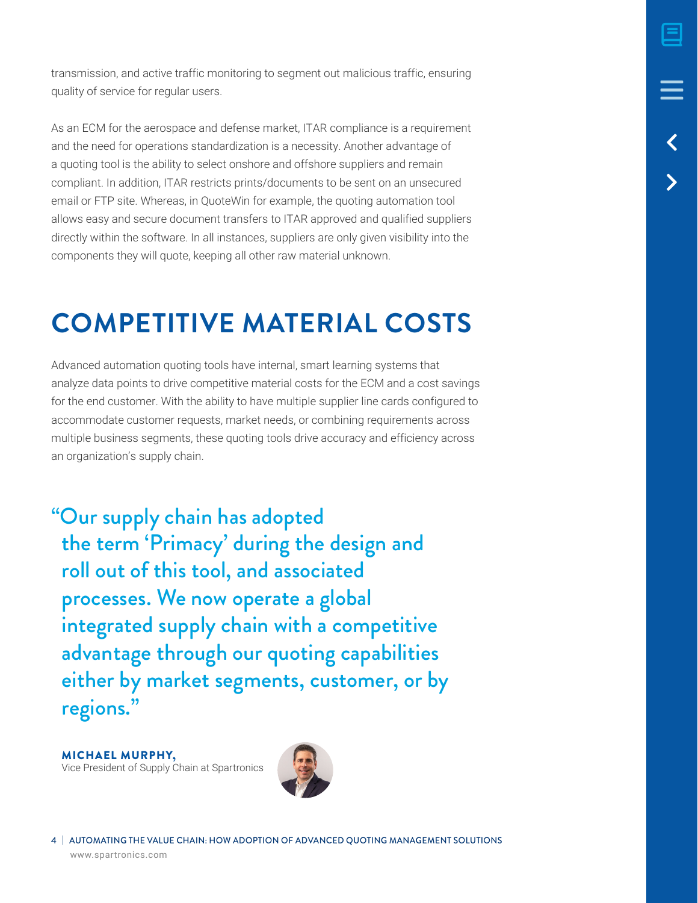transmission, and active traffic monitoring to segment out malicious traffic, ensuring quality of service for regular users.

As an ECM for the aerospace and defense market, ITAR compliance is a requirement and the need for operations standardization is a necessity. Another advantage of a quoting tool is the ability to select onshore and offshore suppliers and remain compliant. In addition, ITAR restricts prints/documents to be sent on an unsecured email or FTP site. Whereas, in QuoteWin for example, the quoting automation tool allows easy and secure document transfers to ITAR approved and qualified suppliers directly within the software. In all instances, suppliers are only given visibility into the components they will quote, keeping all other raw material unknown.

# COMPETITIVE MATERIAL COSTS

Advanced automation quoting tools have internal, smart learning systems that analyze data points to drive competitive material costs for the ECM and a cost savings for the end customer. With the ability to have multiple supplier line cards configured to accommodate customer requests, market needs, or combining requirements across multiple business segments, these quoting tools drive accuracy and efficiency across an organization's supply chain.

> "Our supply chain has adopted the term 'Primacy' during the design and roll out of this tool, and associated processes. We now operate a global integrated supply chain with a competitive advantage through our quoting capabilities either by market segments, customer, or by regions."

**MICHAEL MURPHY,**
Vice President of Supply Chain at Spartronics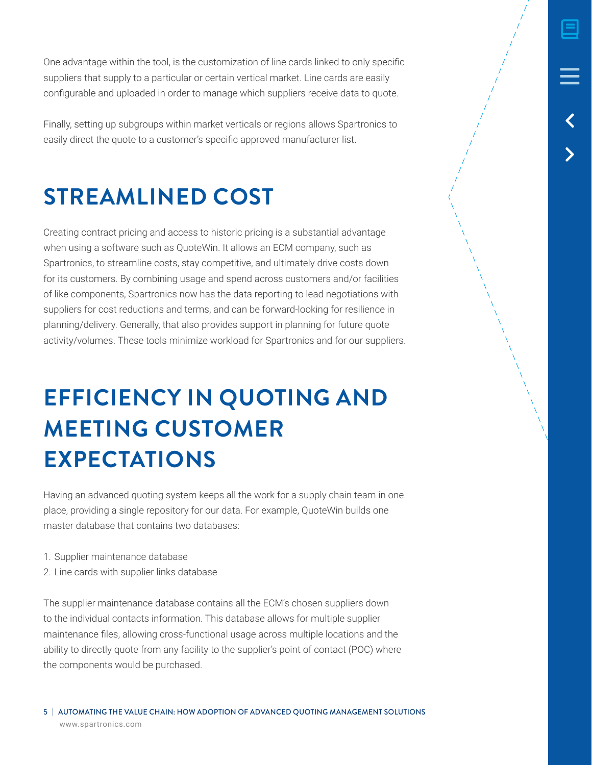One advantage within the tool, is the customization of line cards linked to only specific suppliers that supply to a particular or certain vertical market. Line cards are easily configurable and uploaded in order to manage which suppliers receive data to quote.

Finally, setting up subgroups within market verticals or regions allows Spartronics to easily direct the quote to a customer's specific approved manufacturer list.

## STREAMLINED COST

Creating contract pricing and access to historic pricing is a substantial advantage when using a software such as QuoteWin. It allows an ECM company, such as Spartronics, to streamline costs, stay competitive, and ultimately drive costs down for its customers. By combining usage and spend across customers and/or facilities of like components, Spartronics now has the data reporting to lead negotiations with suppliers for cost reductions and terms, and can be forward-looking for resilience in planning/delivery. Generally, that also provides support in planning for future quote activity/volumes. These tools minimize workload for Spartronics and for our suppliers.

## EFFICIENCY IN QUOTING AND MEETING CUSTOMER EXPECTATIONS

Having an advanced quoting system keeps all the work for a supply chain team in one place, providing a single repository for our data. For example, QuoteWin builds one master database that contains two databases:

1. Supplier maintenance database
2. Line cards with supplier links database

The supplier maintenance database contains all the ECM's chosen suppliers down to the individual contacts information. This database allows for multiple supplier maintenance files, allowing cross-functional usage across multiple locations and the ability to directly quote from any facility to the supplier's point of contact (POC) where the components would be purchased.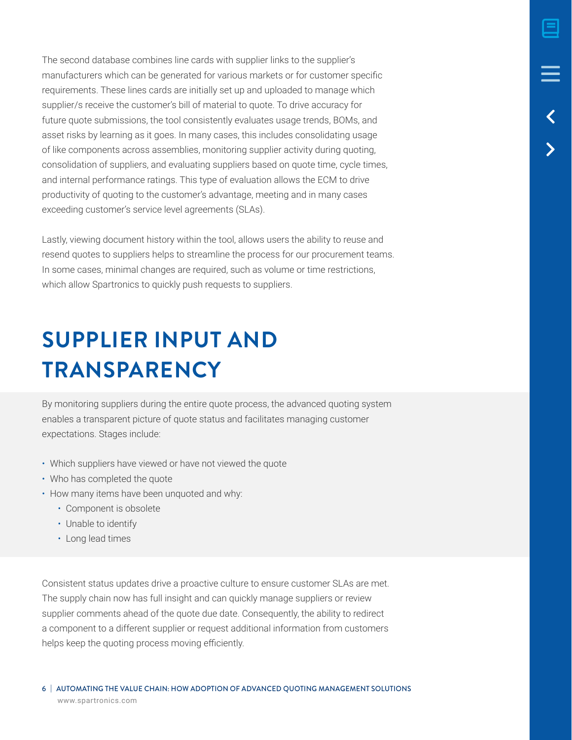The second database combines line cards with supplier links to the supplier's manufacturers which can be generated for various markets or for customer specific requirements. These lines cards are initially set up and uploaded to manage which supplier/s receive the customer's bill of material to quote. To drive accuracy for future quote submissions, the tool consistently evaluates usage trends, BOMs, and asset risks by learning as it goes. In many cases, this includes consolidating usage of like components across assemblies, monitoring supplier activity during quoting, consolidation of suppliers, and evaluating suppliers based on quote time, cycle times, and internal performance ratings. This type of evaluation allows the ECM to drive productivity of quoting to the customer's advantage, meeting and in many cases exceeding customer's service level agreements (SLAs).

Lastly, viewing document history within the tool, allows users the ability to reuse and resend quotes to suppliers helps to streamline the process for our procurement teams. In some cases, minimal changes are required, such as volume or time restrictions, which allow Spartronics to quickly push requests to suppliers.

# SUPPLIER INPUT AND TRANSPARENCY

By monitoring suppliers during the entire quote process, the advanced quoting system enables a transparent picture of quote status and facilitates managing customer expectations. Stages include:

- Which suppliers have viewed or have not viewed the quote
- Who has completed the quote
- How many items have been unquoted and why:
  - Component is obsolete
  - Unable to identify
  - Long lead times

Consistent status updates drive a proactive culture to ensure customer SLAs are met. The supply chain now has full insight and can quickly manage suppliers or review supplier comments ahead of the quote due date. Consequently, the ability to redirect a component to a different supplier or request additional information from customers helps keep the quoting process moving efficiently.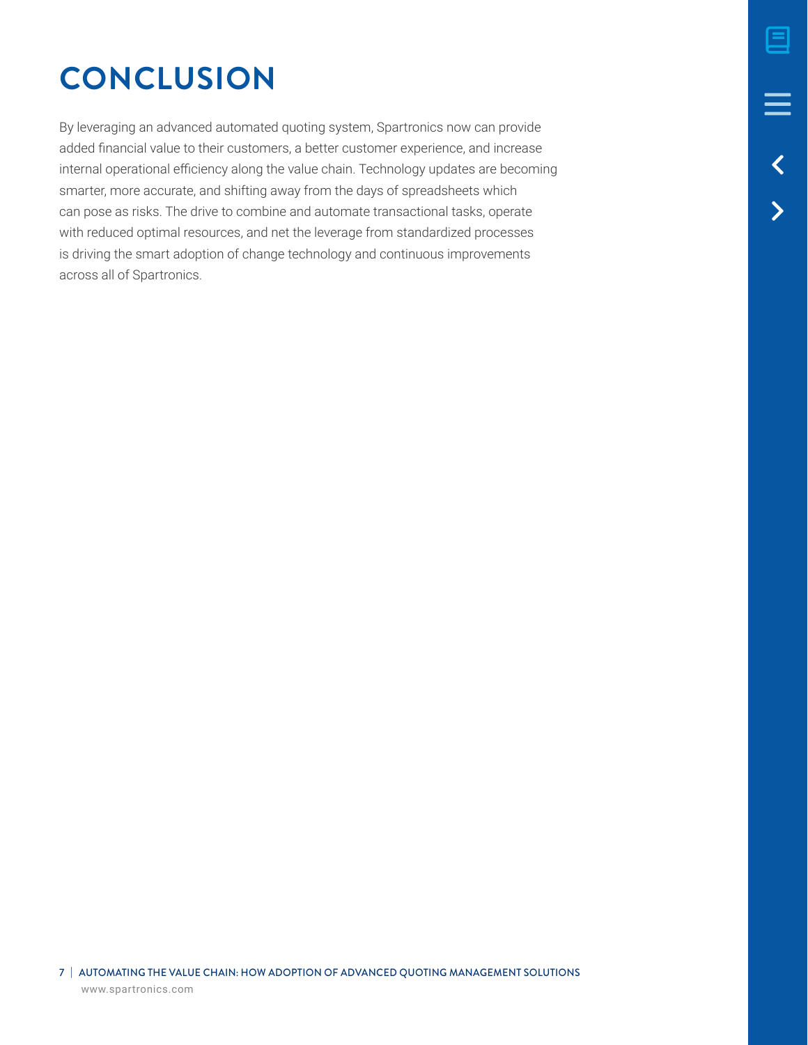# CONCLUSION

By leveraging an advanced automated quoting system, Spartronics now can provide added financial value to their customers, a better customer experience, and increase internal operational efficiency along the value chain. Technology updates are becoming smarter, more accurate, and shifting away from the days of spreadsheets which can pose as risks. The drive to combine and automate transactional tasks, operate with reduced optimal resources, and net the leverage from standardized processes is driving the smart adoption of change technology and continuous improvements across all of Spartronics.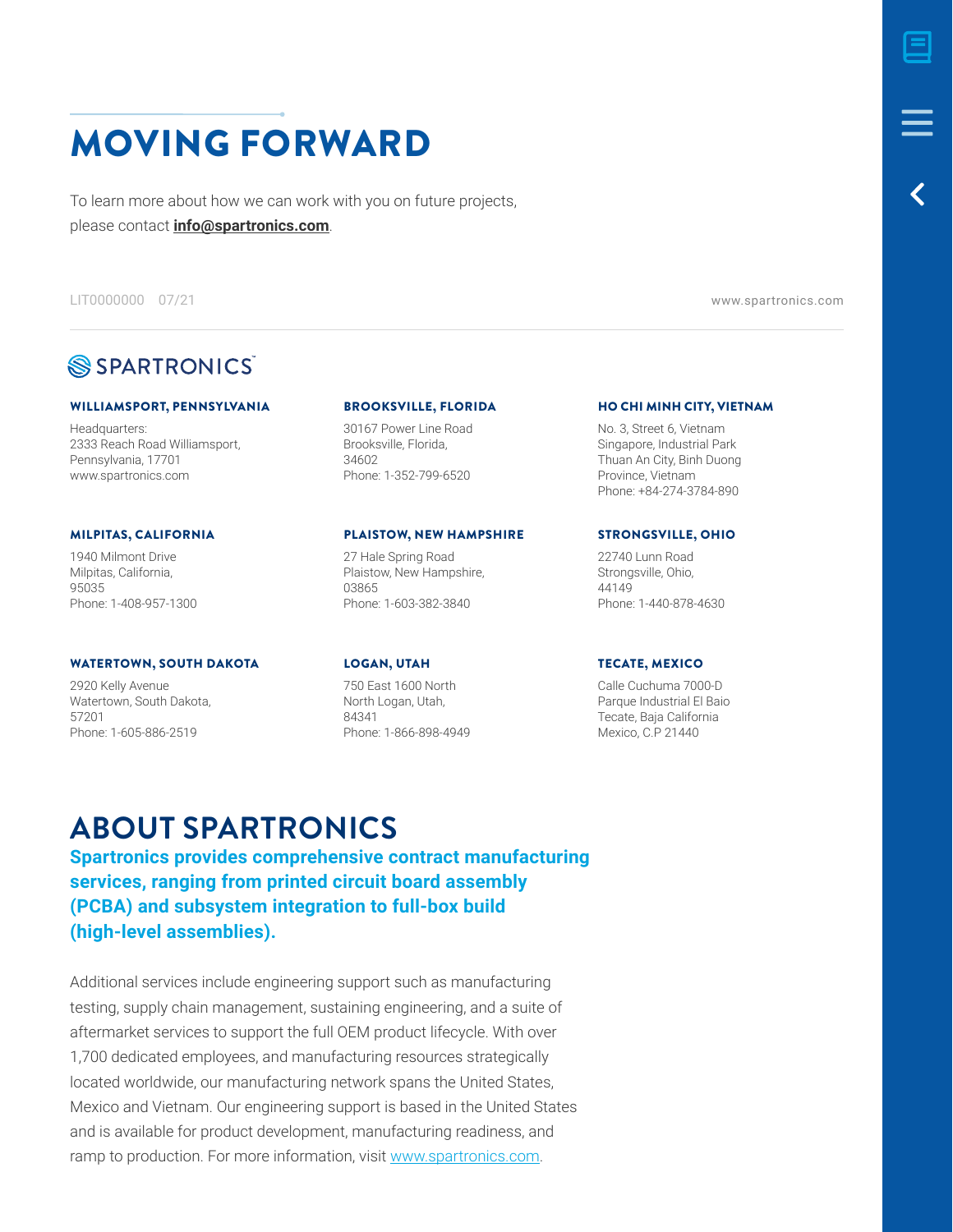# MOVING FORWARD

To learn more about how we can work with you on future projects, please contact **info@spartronics.com**.

LIT0000000 07/21

www.spartronics.com

SPARTRONICS

**WILLIAMSPORT, PENNSYLVANIA**

Headquarters:
2333 Reach Road Williamsport,
Pennsylvania, 17701
www.spartronics.com

**BROOKSVILLE, FLORIDA**

30167 Power Line Road
Brooksville, Florida,
34602
Phone: 1-352-799-6520

**HO CHI MINH CITY, VIETNAM**

No. 3, Street 6, Vietnam
Singapore, Industrial Park
Thuan An City, Binh Duong
Province, Vietnam
Phone: +84-274-3784-890

**MILPITAS, CALIFORNIA**

1940 Milmont Drive
Milpitas, California,
95035
Phone: 1-408-957-1300

**PLAISTOW, NEW HAMPSHIRE**

27 Hale Spring Road
Plaistow, New Hampshire,
03865
Phone: 1-603-382-3840

**STRONGSVILLE, OHIO**

22740 Lunn Road
Strongsville, Ohio,
44149
Phone: 1-440-878-4630

**WATERTOWN, SOUTH DAKOTA**

2920 Kelly Avenue
Watertown, South Dakota,
57201
Phone: 1-605-886-2519

**LOGAN, UTAH**

750 East 1600 North
North Logan, Utah,
84341
Phone: 1-866-898-4949

**TECATE, MEXICO**

Calle Cuchuma 7000-D
Parque Industrial El Baio
Tecate, Baja California
Mexico, C.P 21440

# ABOUT SPARTRONICS

**Spartronics provides comprehensive contract manufacturing services, ranging from printed circuit board assembly (PCBA) and subsystem integration to full-box build (high-level assemblies).**

Additional services include engineering support such as manufacturing testing, supply chain management, sustaining engineering, and a suite of aftermarket services to support the full OEM product lifecycle. With over 1,700 dedicated employees, and manufacturing resources strategically located worldwide, our manufacturing network spans the United States, Mexico and Vietnam. Our engineering support is based in the United States and is available for product development, manufacturing readiness, and ramp to production. For more information, visit www.spartronics.com.